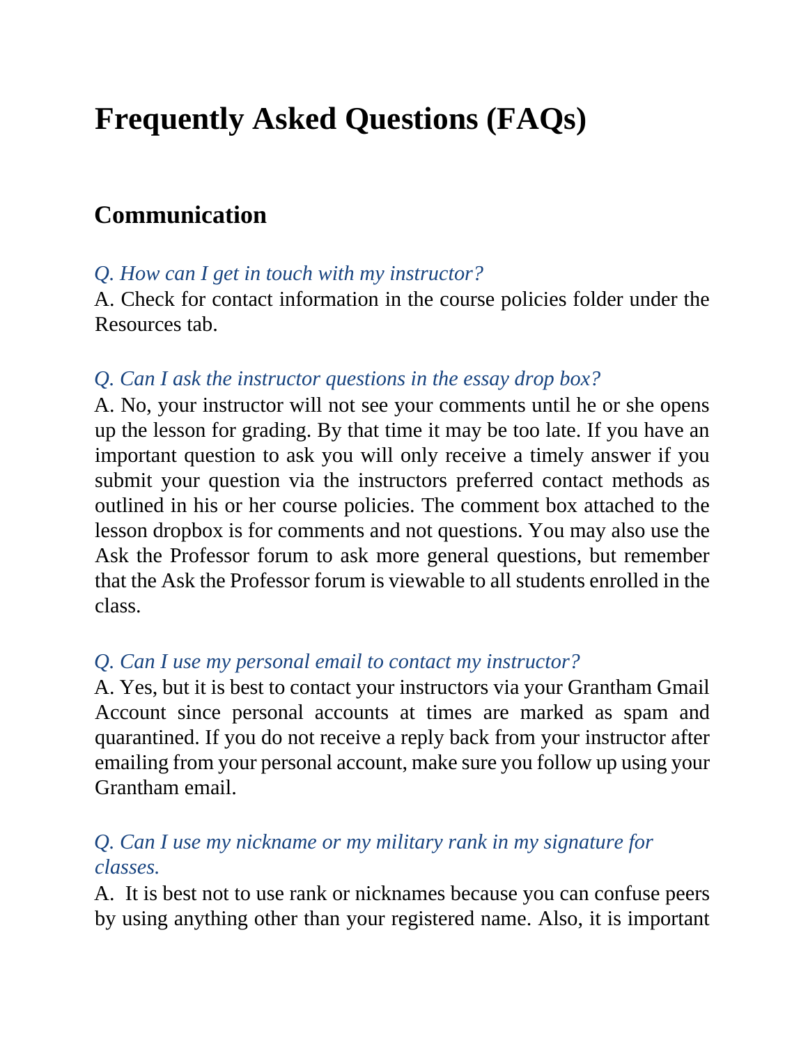# Frequently Asked Questions (FAQs)

## Communication

*Q. How can I get in touch with my instructor?*

A. Check for contact information in the course policies folder under the Resources tab.

*Q. Can I ask the instructor questions in the essay drop box?*

A. No, your instructor will not see your comments until he or she opens up the lesson for grading. By that time it may be too late. If you have an important question to ask you will only receive a timely answer if you submit your question via the instructors preferred contact methods as outlined in his or her course policies. The comment box attached to the lesson dropbox is for comments and not questions. You may also use the Ask the Professor forum to ask more general questions, but remember that the Ask the Professor forum is viewable to all students enrolled in the class.

*Q. Can I use my personal email to contact my instructor?*

A. Yes, but it is best to contact your instructors via your Grantham Gmail Account since personal accounts at times are marked as spam and quarantined. If you do not receive a reply back from your instructor after emailing from your personal account, make sure you follow up using your Grantham email.

*Q. Can I use my nickname or my military rank in my signature for classes.*

A. It is best not to use rank or nicknames because you can confuse peers by using anything other than your registered name. Also, it is important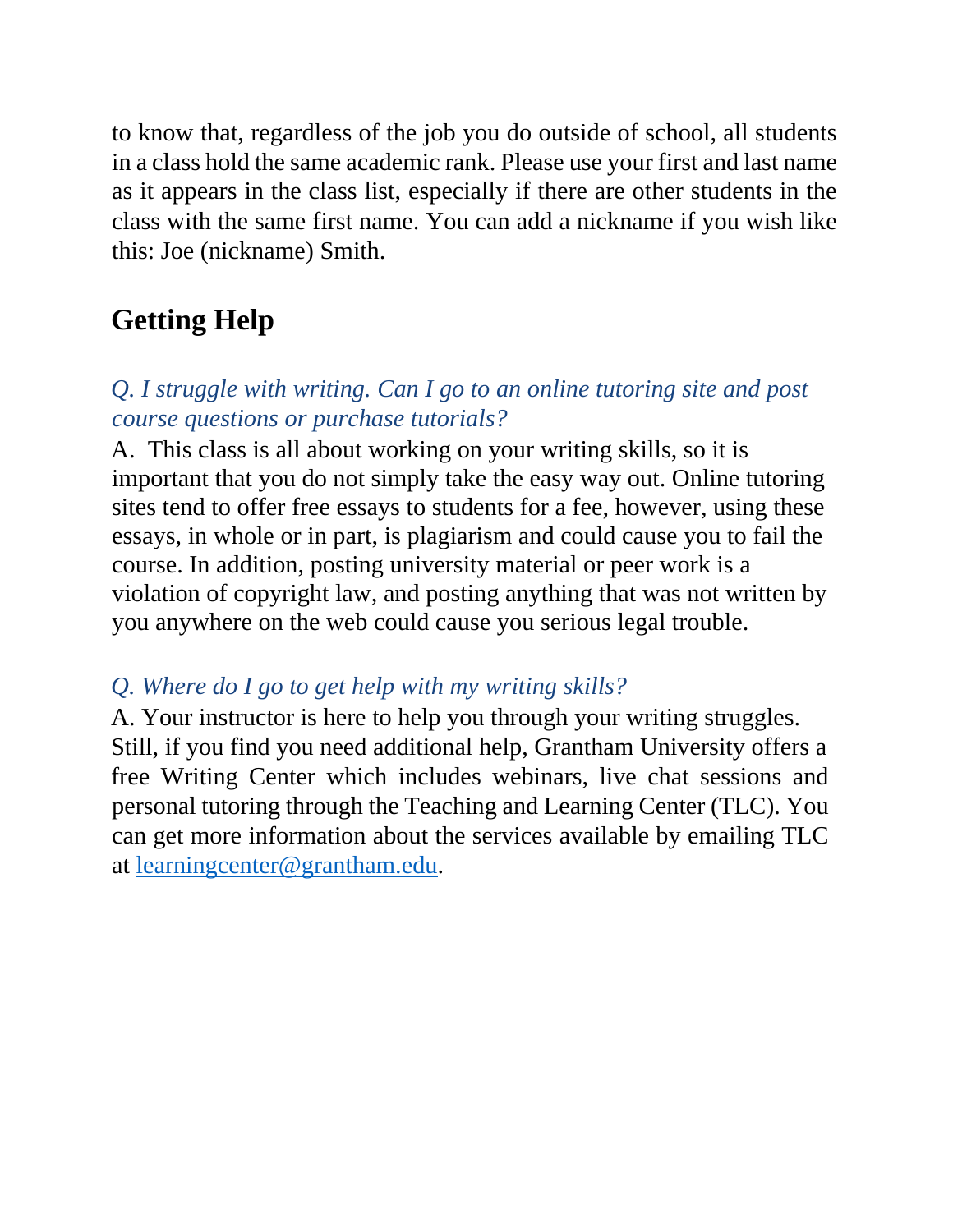to know that, regardless of the job you do outside of school, all students in a class hold the same academic rank. Please use your first and last name as it appears in the class list, especially if there are other students in the class with the same first name. You can add a nickname if you wish like this: Joe (nickname) Smith.

## Getting Help

*Q. I struggle with writing. Can I go to an online tutoring site and post course questions or purchase tutorials?*

A. This class is all about working on your writing skills, so it is important that you do not simply take the easy way out. Online tutoring sites tend to offer free essays to students for a fee, however, using these essays, in whole or in part, is plagiarism and could cause you to fail the course. In addition, posting university material or peer work is a violation of copyright law, and posting anything that was not written by you anywhere on the web could cause you serious legal trouble.

*Q. Where do I go to get help with my writing skills?*

A. Your instructor is here to help you through your writing struggles. Still, if you find you need additional help, Grantham University offers a free Writing Center which includes webinars, live chat sessions and personal tutoring through the Teaching and Learning Center (TLC). You can get more information about the services available by emailing TLC at learningcenter@grantham.edu.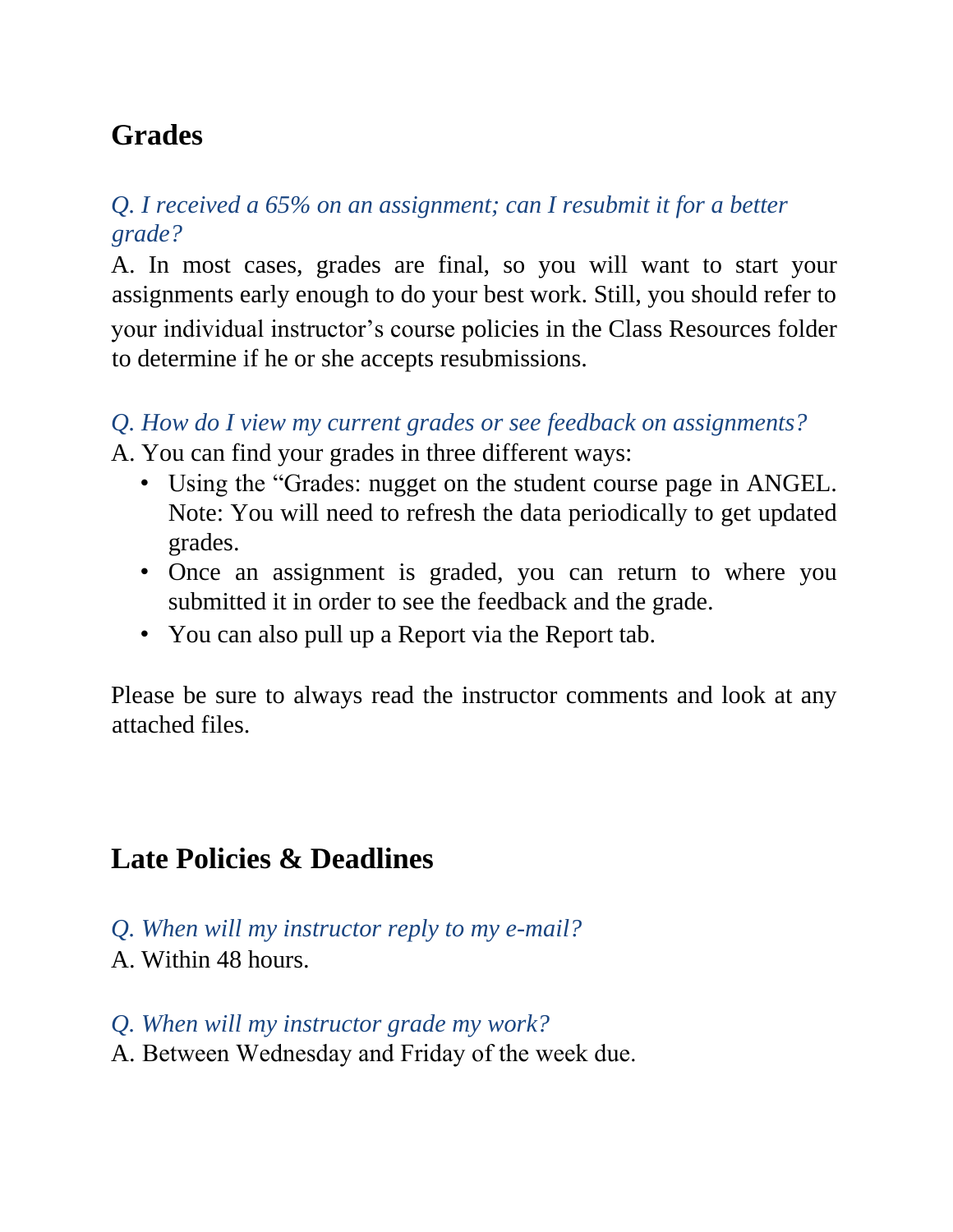## Grades

*Q. I received a 65% on an assignment; can I resubmit it for a better grade?*

A. In most cases, grades are final, so you will want to start your assignments early enough to do your best work. Still, you should refer to your individual instructor's course policies in the Class Resources folder to determine if he or she accepts resubmissions.

*Q. How do I view my current grades or see feedback on assignments?*

A. You can find your grades in three different ways:

- Using the "Grades: nugget on the student course page in ANGEL. Note: You will need to refresh the data periodically to get updated grades.
- Once an assignment is graded, you can return to where you submitted it in order to see the feedback and the grade.
- You can also pull up a Report via the Report tab.

Please be sure to always read the instructor comments and look at any attached files.

## Late Policies & Deadlines

*Q. When will my instructor reply to my e-mail?*

A. Within 48 hours.

*Q. When will my instructor grade my work?*

A. Between Wednesday and Friday of the week due.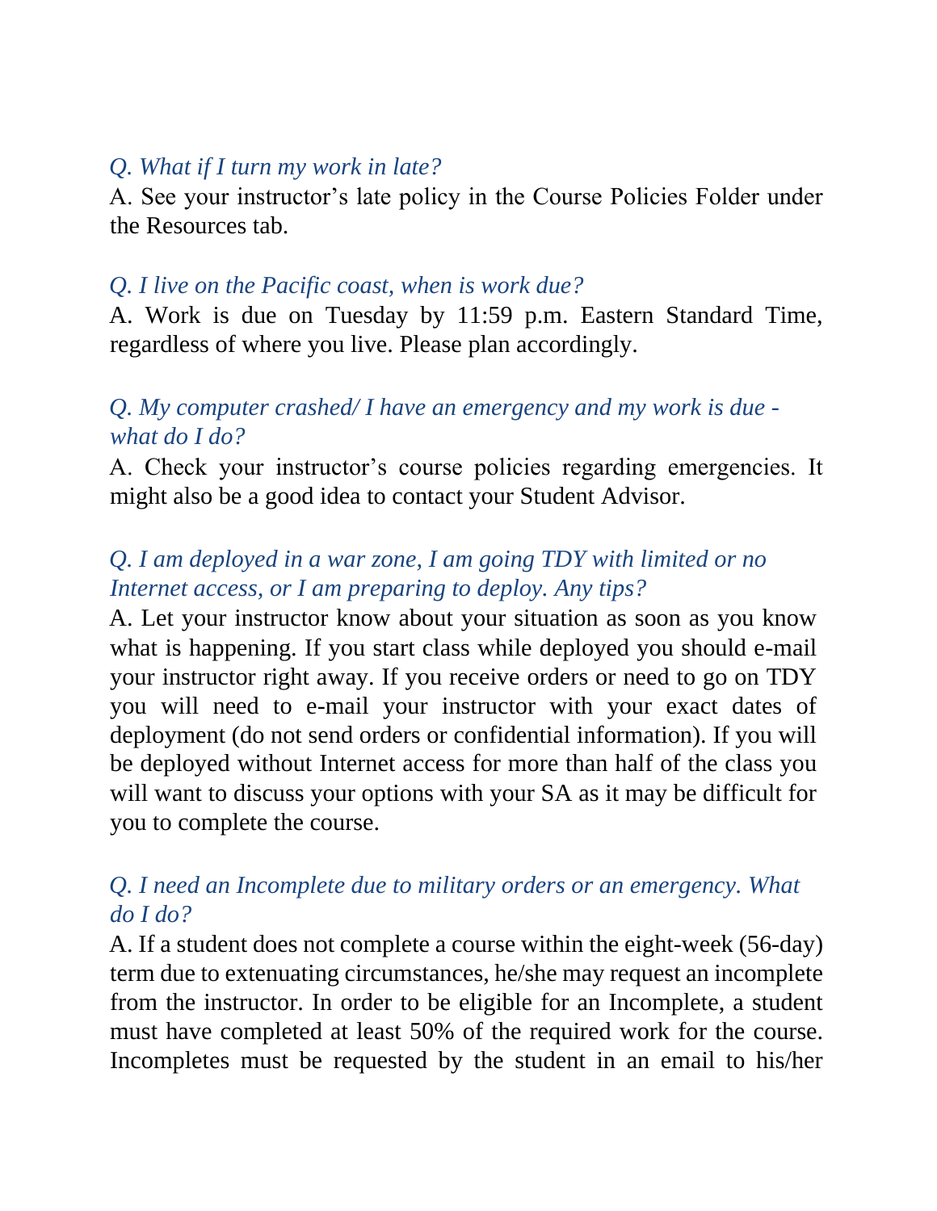*Q. What if I turn my work in late?*

A. See your instructor's late policy in the Course Policies Folder under the Resources tab.

*Q. I live on the Pacific coast, when is work due?*

A. Work is due on Tuesday by 11:59 p.m. Eastern Standard Time, regardless of where you live. Please plan accordingly.

*Q. My computer crashed/ I have an emergency and my work is due - what do I do?*

A. Check your instructor's course policies regarding emergencies. It might also be a good idea to contact your Student Advisor.

*Q. I am deployed in a war zone, I am going TDY with limited or no Internet access, or I am preparing to deploy. Any tips?*

A. Let your instructor know about your situation as soon as you know what is happening. If you start class while deployed you should e-mail your instructor right away. If you receive orders or need to go on TDY you will need to e-mail your instructor with your exact dates of deployment (do not send orders or confidential information). If you will be deployed without Internet access for more than half of the class you will want to discuss your options with your SA as it may be difficult for you to complete the course.

*Q. I need an Incomplete due to military orders or an emergency. What do I do?*

A. If a student does not complete a course within the eight-week (56-day) term due to extenuating circumstances, he/she may request an incomplete from the instructor. In order to be eligible for an Incomplete, a student must have completed at least 50% of the required work for the course. Incompletes must be requested by the student in an email to his/her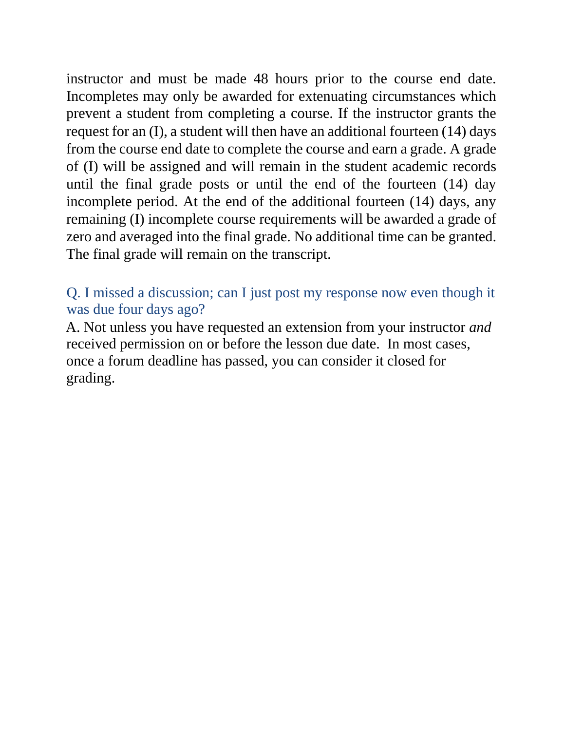instructor and must be made 48 hours prior to the course end date. Incompletes may only be awarded for extenuating circumstances which prevent a student from completing a course. If the instructor grants the request for an (I), a student will then have an additional fourteen (14) days from the course end date to complete the course and earn a grade. A grade of (I) will be assigned and will remain in the student academic records until the final grade posts or until the end of the fourteen (14) day incomplete period. At the end of the additional fourteen (14) days, any remaining (I) incomplete course requirements will be awarded a grade of zero and averaged into the final grade. No additional time can be granted. The final grade will remain on the transcript.

Q. I missed a discussion; can I just post my response now even though it was due four days ago?

A. Not unless you have requested an extension from your instructor *and* received permission on or before the lesson due date. In most cases, once a forum deadline has passed, you can consider it closed for grading.